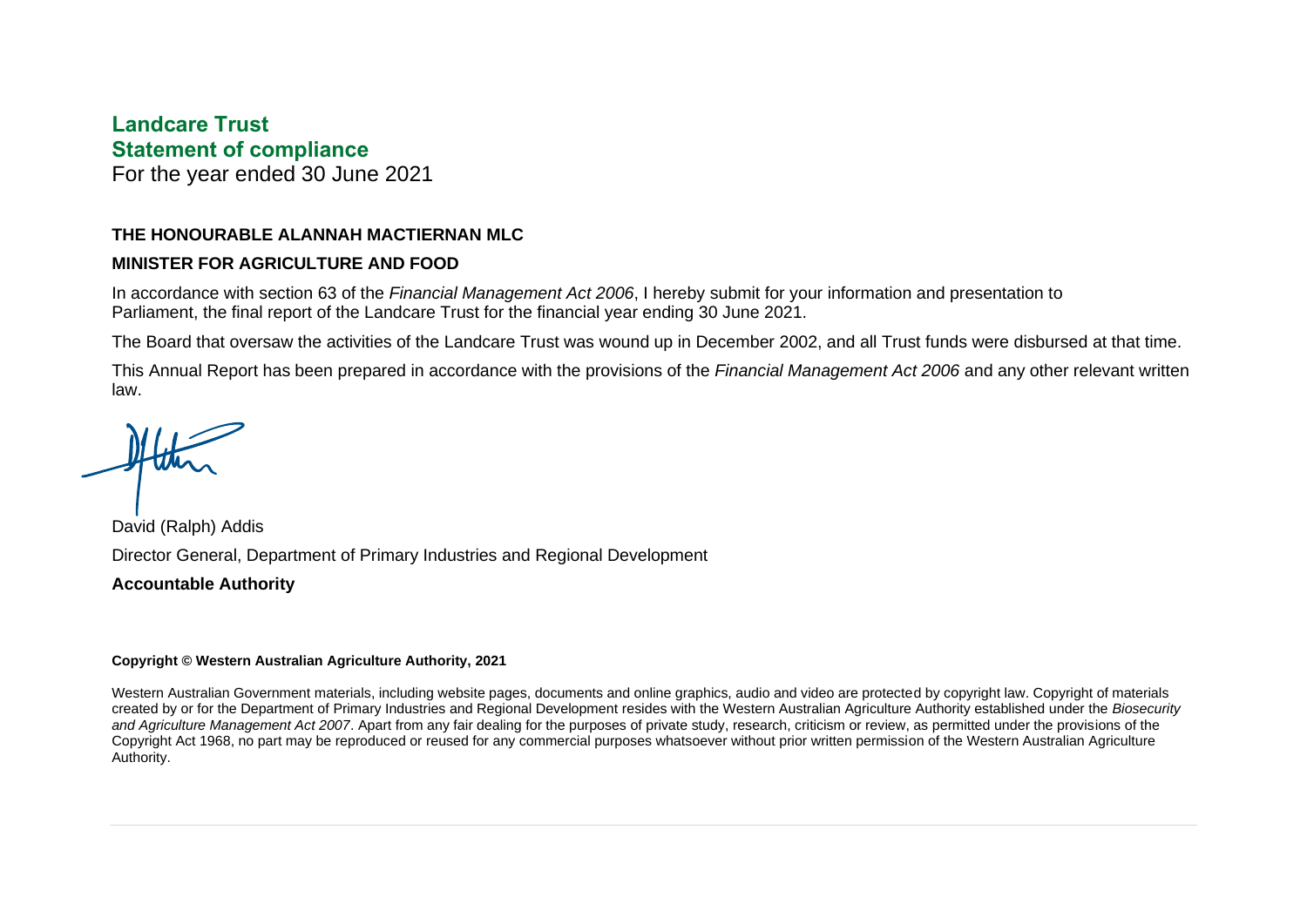# Landcare Trust

## Statement of compliance

For the year ended 30 June 2021

**THE HONOURABLE ALANNAH MACTIERNAN MLC**

**MINISTER FOR AGRICULTURE AND FOOD**

In accordance with section 63 of the *Financial Management Act 2006*, I hereby submit for your information and presentation to Parliament, the final report of the Landcare Trust for the financial year ending 30 June 2021.

The Board that oversaw the activities of the Landcare Trust was wound up in December 2002, and all Trust funds were disbursed at that time.

This Annual Report has been prepared in accordance with the provisions of the *Financial Management Act 2006* and any other relevant written law.

David (Ralph) Addis

Director General, Department of Primary Industries and Regional Development

**Accountable Authority**

**Copyright © Western Australian Agriculture Authority, 2021**

Western Australian Government materials, including website pages, documents and online graphics, audio and video are protected by copyright law. Copyright of materials created by or for the Department of Primary Industries and Regional Development resides with the Western Australian Agriculture Authority established under the *Biosecurity and Agriculture Management Act 2007*. Apart from any fair dealing for the purposes of private study, research, criticism or review, as permitted under the provisions of the Copyright Act 1968, no part may be reproduced or reused for any commercial purposes whatsoever without prior written permission of the Western Australian Agriculture Authority.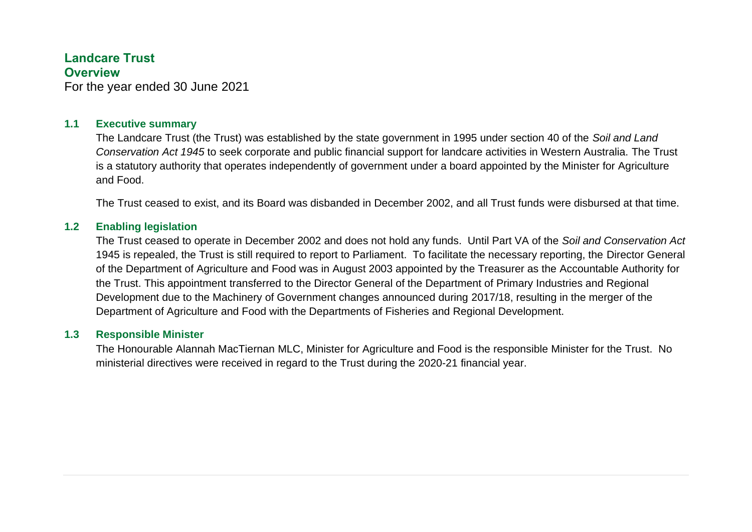# Landcare Trust
## Overview
For the year ended 30 June 2021

### 1.1 Executive summary

The Landcare Trust (the Trust) was established by the state government in 1995 under section 40 of the *Soil and Land Conservation Act 1945* to seek corporate and public financial support for landcare activities in Western Australia. The Trust is a statutory authority that operates independently of government under a board appointed by the Minister for Agriculture and Food.

The Trust ceased to exist, and its Board was disbanded in December 2002, and all Trust funds were disbursed at that time.

### 1.2 Enabling legislation

The Trust ceased to operate in December 2002 and does not hold any funds. Until Part VA of the *Soil and Conservation Act* 1945 is repealed, the Trust is still required to report to Parliament. To facilitate the necessary reporting, the Director General of the Department of Agriculture and Food was in August 2003 appointed by the Treasurer as the Accountable Authority for the Trust. This appointment transferred to the Director General of the Department of Primary Industries and Regional Development due to the Machinery of Government changes announced during 2017/18, resulting in the merger of the Department of Agriculture and Food with the Departments of Fisheries and Regional Development.

### 1.3 Responsible Minister

The Honourable Alannah MacTiernan MLC, Minister for Agriculture and Food is the responsible Minister for the Trust. No ministerial directives were received in regard to the Trust during the 2020-21 financial year.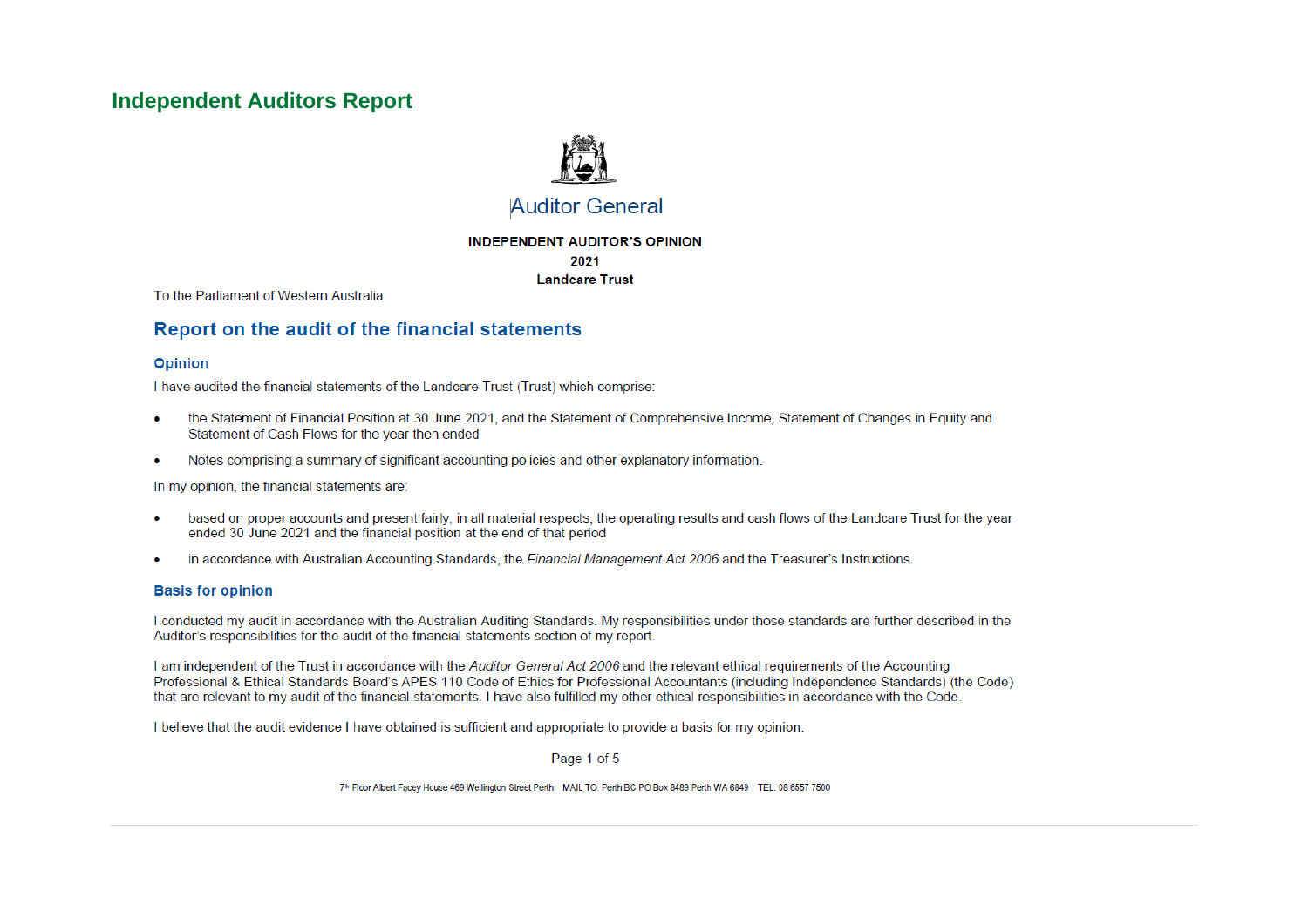# Independent Auditors Report

Auditor General

**INDEPENDENT AUDITOR'S OPINION**

**2021**

**Landcare Trust**

To the Parliament of Western Australia

## Report on the audit of the financial statements

### Opinion

I have audited the financial statements of the Landcare Trust (Trust) which comprise:

- the Statement of Financial Position at 30 June 2021, and the Statement of Comprehensive Income, Statement of Changes in Equity and Statement of Cash Flows for the year then ended
- Notes comprising a summary of significant accounting policies and other explanatory information.

In my opinion, the financial statements are:

- based on proper accounts and present fairly, in all material respects, the operating results and cash flows of the Landcare Trust for the year ended 30 June 2021 and the financial position at the end of that period
- in accordance with Australian Accounting Standards, the *Financial Management Act 2006* and the Treasurer's Instructions.

### Basis for opinion

I conducted my audit in accordance with the Australian Auditing Standards. My responsibilities under those standards are further described in the Auditor's responsibilities for the audit of the financial statements section of my report.

I am independent of the Trust in accordance with the *Auditor General Act 2006* and the relevant ethical requirements of the Accounting Professional & Ethical Standards Board's APES 110 Code of Ethics for Professional Accountants (including Independence Standards) (the Code) that are relevant to my audit of the financial statements. I have also fulfilled my other ethical responsibilities in accordance with the Code.

I believe that the audit evidence I have obtained is sufficient and appropriate to provide a basis for my opinion.

7th Floor Albert Facey House 469 Wellington Street Perth MAIL TO: Perth BC PO Box 8489 Perth WA 6849 TEL: 08 6557 7500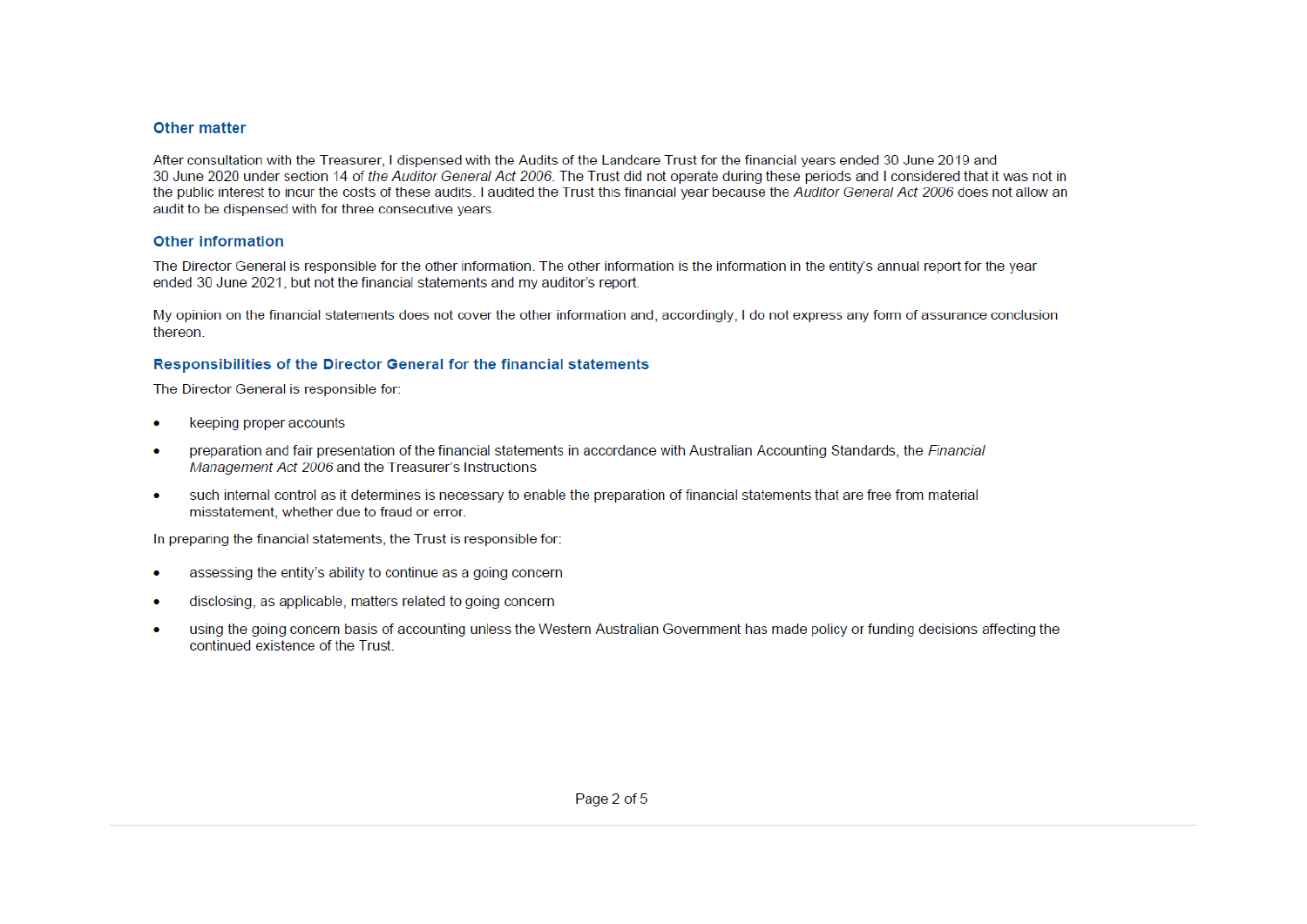## Other matter

After consultation with the Treasurer, I dispensed with the Audits of the Landcare Trust for the financial years ended 30 June 2019 and 30 June 2020 under section 14 of *the Auditor General Act 2006*. The Trust did not operate during these periods and I considered that it was not in the public interest to incur the costs of these audits. I audited the Trust this financial year because the *Auditor General Act 2006* does not allow an audit to be dispensed with for three consecutive years.

## Other information

The Director General is responsible for the other information. The other information is the information in the entity's annual report for the year ended 30 June 2021, but not the financial statements and my auditor's report.

My opinion on the financial statements does not cover the other information and, accordingly, I do not express any form of assurance conclusion thereon.

## Responsibilities of the Director General for the financial statements

The Director General is responsible for:

- keeping proper accounts
- preparation and fair presentation of the financial statements in accordance with Australian Accounting Standards, the *Financial Management Act 2006* and the Treasurer's Instructions
- such internal control as it determines is necessary to enable the preparation of financial statements that are free from material misstatement, whether due to fraud or error.

In preparing the financial statements, the Trust is responsible for:

- assessing the entity's ability to continue as a going concern
- disclosing, as applicable, matters related to going concern
- using the going concern basis of accounting unless the Western Australian Government has made policy or funding decisions affecting the continued existence of the Trust.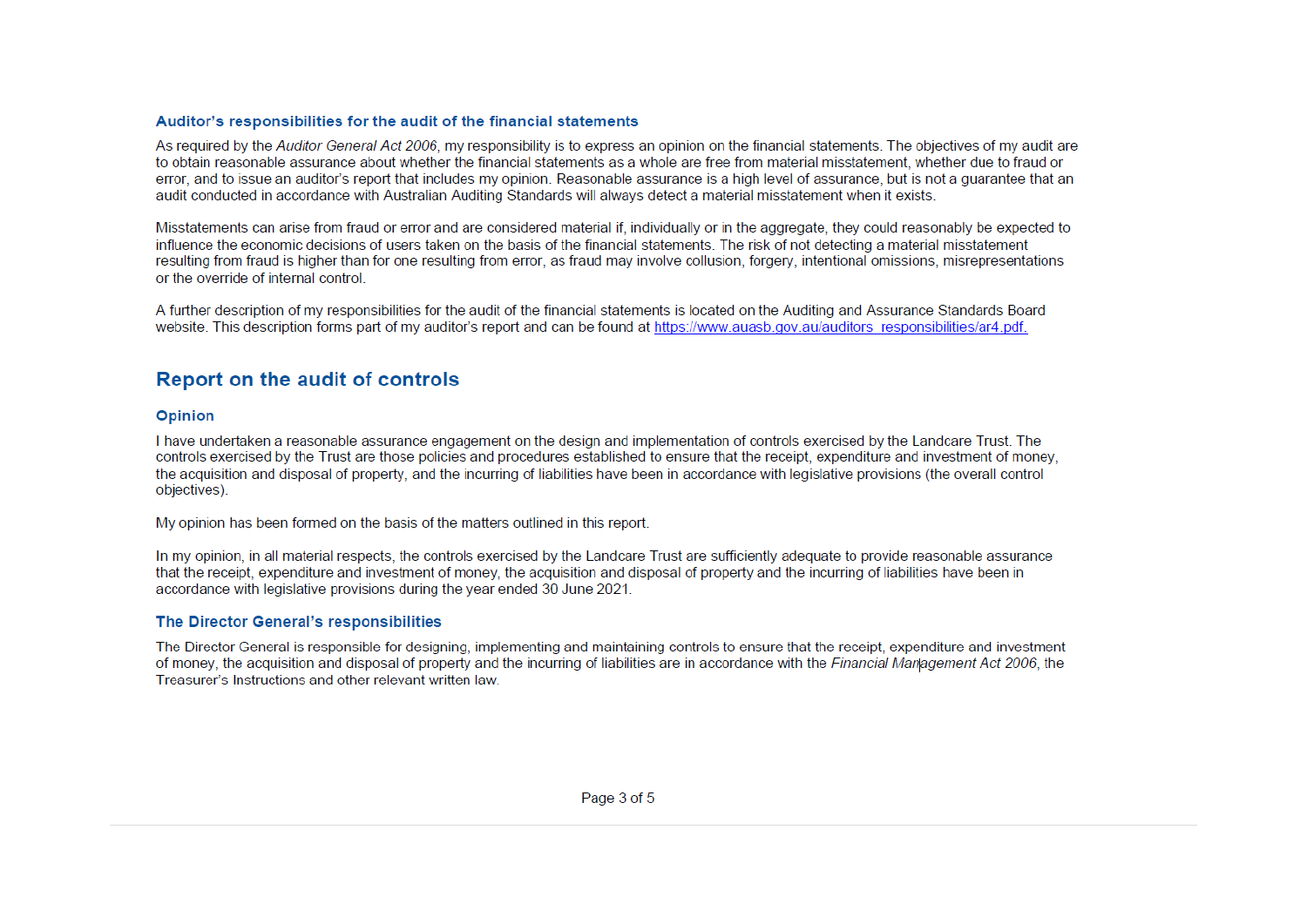### Auditor's responsibilities for the audit of the financial statements

As required by the *Auditor General Act 2006*, my responsibility is to express an opinion on the financial statements. The objectives of my audit are to obtain reasonable assurance about whether the financial statements as a whole are free from material misstatement, whether due to fraud or error, and to issue an auditor's report that includes my opinion. Reasonable assurance is a high level of assurance, but is not a guarantee that an audit conducted in accordance with Australian Auditing Standards will always detect a material misstatement when it exists.

Misstatements can arise from fraud or error and are considered material if, individually or in the aggregate, they could reasonably be expected to influence the economic decisions of users taken on the basis of the financial statements. The risk of not detecting a material misstatement resulting from fraud is higher than for one resulting from error, as fraud may involve collusion, forgery, intentional omissions, misrepresentations or the override of internal control.

A further description of my responsibilities for the audit of the financial statements is located on the Auditing and Assurance Standards Board website. This description forms part of my auditor's report and can be found at https://www.auasb.gov.au/auditors_responsibilities/ar4.pdf.

## Report on the audit of controls

### Opinion

I have undertaken a reasonable assurance engagement on the design and implementation of controls exercised by the Landcare Trust. The controls exercised by the Trust are those policies and procedures established to ensure that the receipt, expenditure and investment of money, the acquisition and disposal of property, and the incurring of liabilities have been in accordance with legislative provisions (the overall control objectives).

My opinion has been formed on the basis of the matters outlined in this report.

In my opinion, in all material respects, the controls exercised by the Landcare Trust are sufficiently adequate to provide reasonable assurance that the receipt, expenditure and investment of money, the acquisition and disposal of property and the incurring of liabilities have been in accordance with legislative provisions during the year ended 30 June 2021.

### The Director General's responsibilities

The Director General is responsible for designing, implementing and maintaining controls to ensure that the receipt, expenditure and investment of money, the acquisition and disposal of property and the incurring of liabilities are in accordance with the *Financial Management Act 2006*, the Treasurer's Instructions and other relevant written law.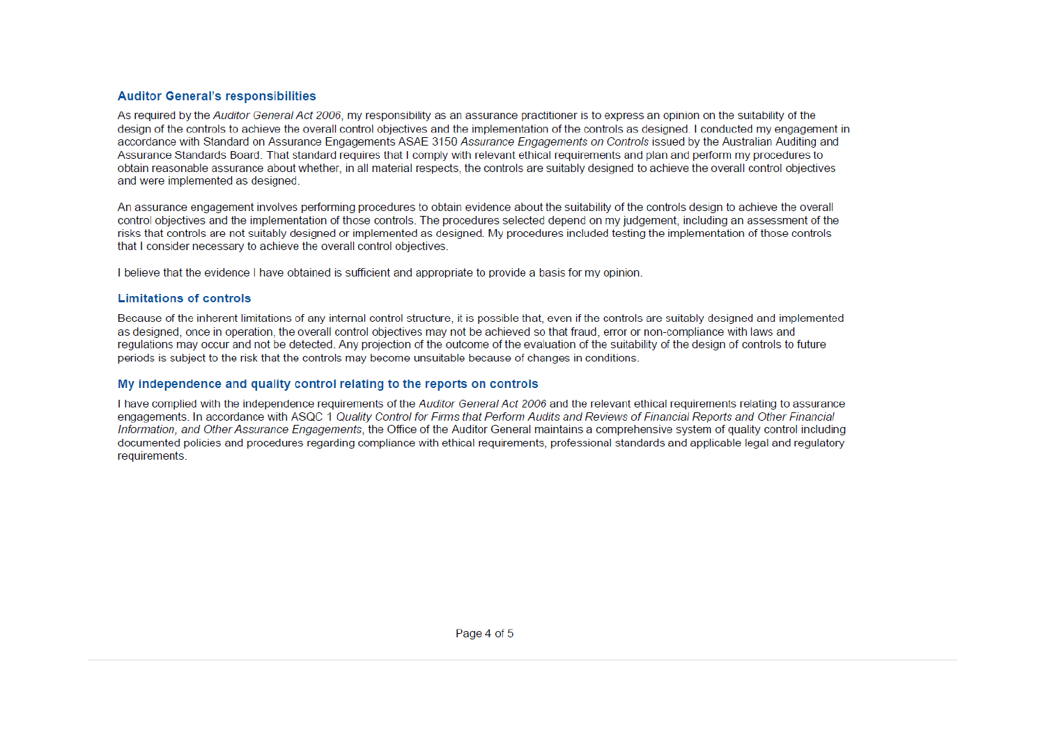## Auditor General's responsibilities

As required by the *Auditor General Act 2006*, my responsibility as an assurance practitioner is to express an opinion on the suitability of the design of the controls to achieve the overall control objectives and the implementation of the controls as designed. I conducted my engagement in accordance with Standard on Assurance Engagements ASAE 3150 *Assurance Engagements on Controls* issued by the Australian Auditing and Assurance Standards Board. That standard requires that I comply with relevant ethical requirements and plan and perform my procedures to obtain reasonable assurance about whether, in all material respects, the controls are suitably designed to achieve the overall control objectives and were implemented as designed.

An assurance engagement involves performing procedures to obtain evidence about the suitability of the controls design to achieve the overall control objectives and the implementation of those controls. The procedures selected depend on my judgement, including an assessment of the risks that controls are not suitably designed or implemented as designed. My procedures included testing the implementation of those controls that I consider necessary to achieve the overall control objectives.

I believe that the evidence I have obtained is sufficient and appropriate to provide a basis for my opinion.

## Limitations of controls

Because of the inherent limitations of any internal control structure, it is possible that, even if the controls are suitably designed and implemented as designed, once in operation, the overall control objectives may not be achieved so that fraud, error or non-compliance with laws and regulations may occur and not be detected. Any projection of the outcome of the evaluation of the suitability of the design of controls to future periods is subject to the risk that the controls may become unsuitable because of changes in conditions.

## My independence and quality control relating to the reports on controls

I have complied with the independence requirements of the *Auditor General Act 2006* and the relevant ethical requirements relating to assurance engagements. In accordance with ASQC 1 *Quality Control for Firms that Perform Audits and Reviews of Financial Reports and Other Financial Information, and Other Assurance Engagements*, the Office of the Auditor General maintains a comprehensive system of quality control including documented policies and procedures regarding compliance with ethical requirements, professional standards and applicable legal and regulatory requirements.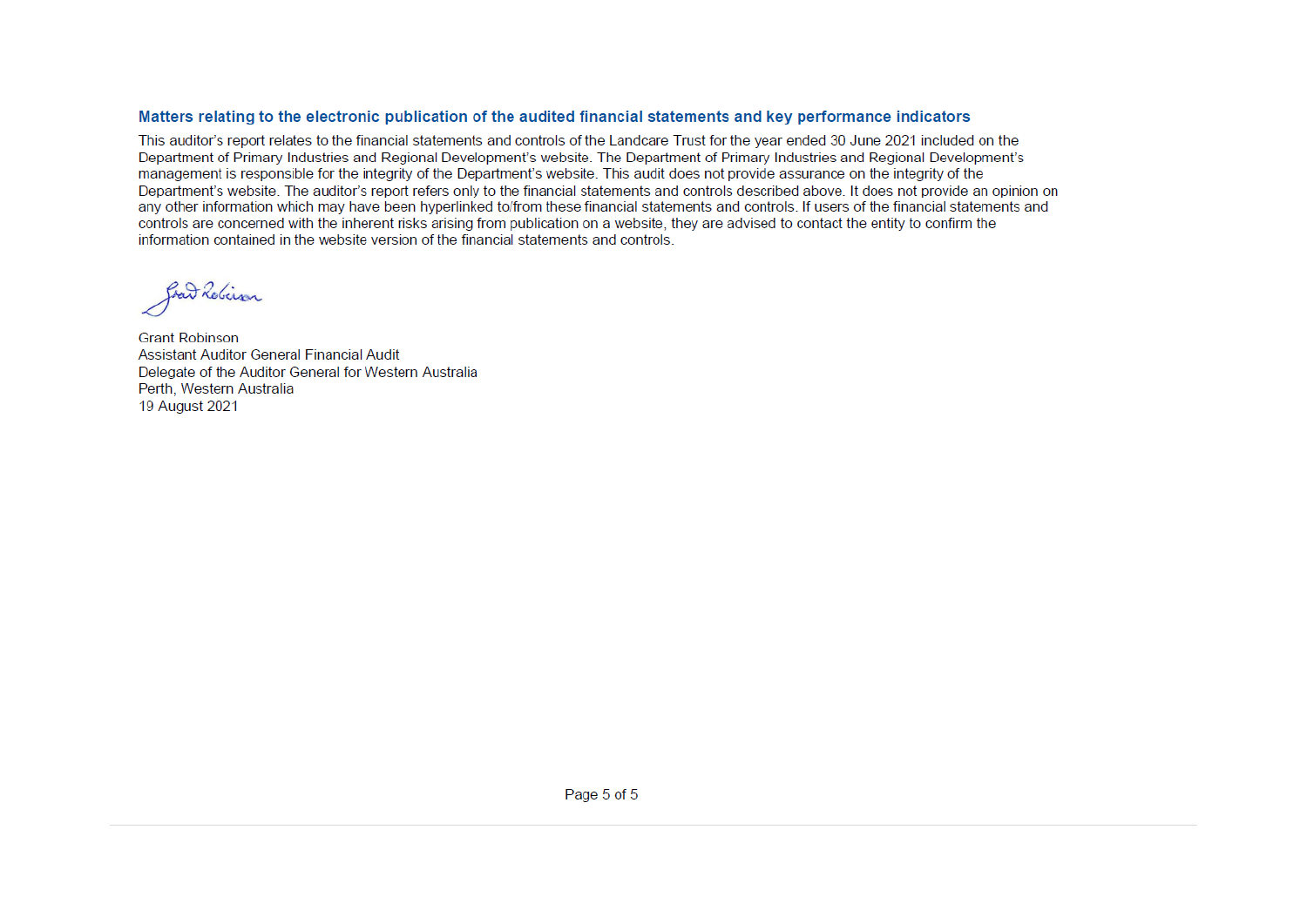## Matters relating to the electronic publication of the audited financial statements and key performance indicators

This auditor's report relates to the financial statements and controls of the Landcare Trust for the year ended 30 June 2021 included on the Department of Primary Industries and Regional Development's website. The Department of Primary Industries and Regional Development's management is responsible for the integrity of the Department's website. This audit does not provide assurance on the integrity of the Department's website. The auditor's report refers only to the financial statements and controls described above. It does not provide an opinion on any other information which may have been hyperlinked to/from these financial statements and controls. If users of the financial statements and controls are concerned with the inherent risks arising from publication on a website, they are advised to contact the entity to confirm the information contained in the website version of the financial statements and controls.

Grant Robinson
Assistant Auditor General Financial Audit
Delegate of the Auditor General for Western Australia
Perth, Western Australia
19 August 2021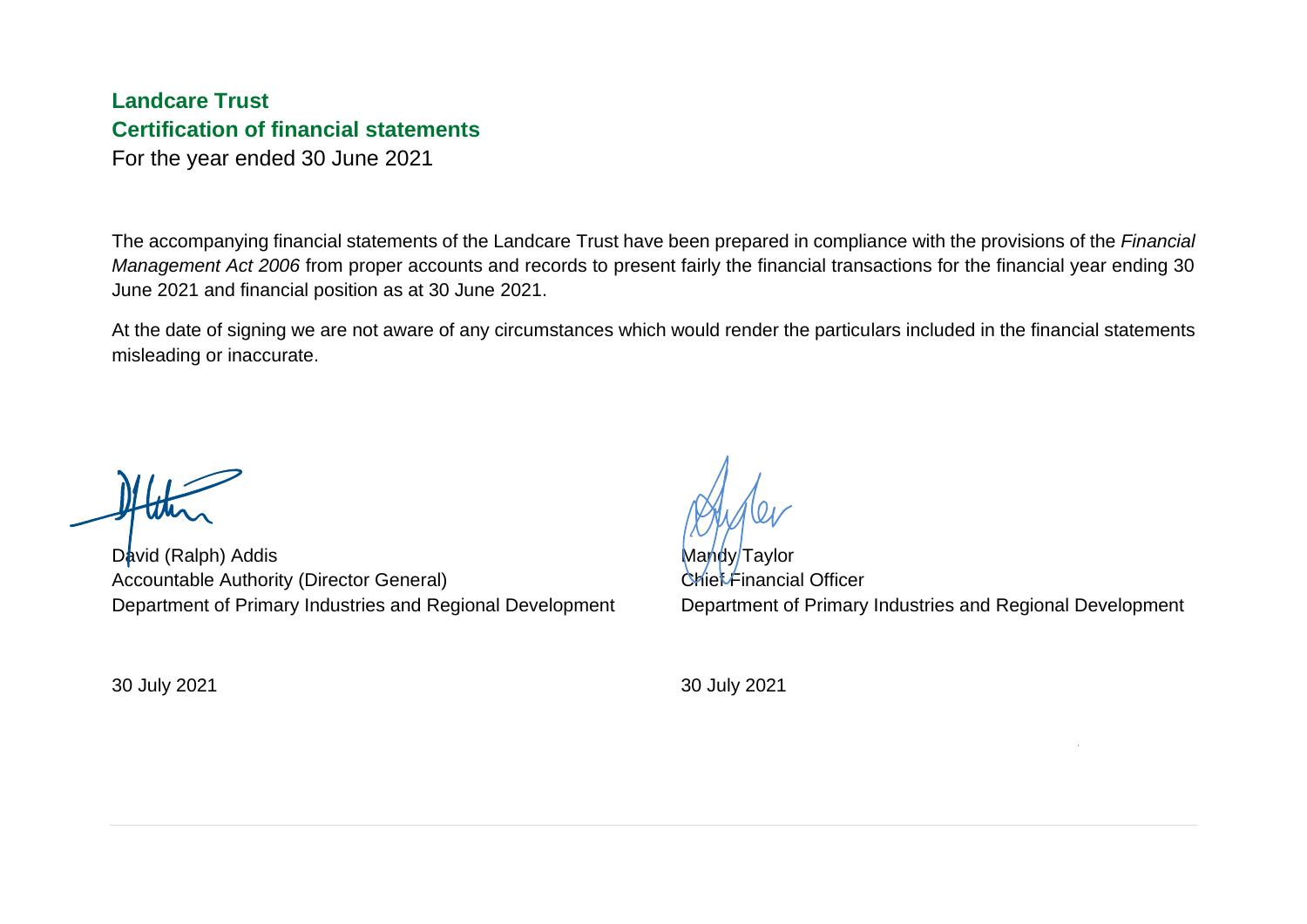# Landcare Trust

## Certification of financial statements

For the year ended 30 June 2021

The accompanying financial statements of the Landcare Trust have been prepared in compliance with the provisions of the *Financial Management Act 2006* from proper accounts and records to present fairly the financial transactions for the financial year ending 30 June 2021 and financial position as at 30 June 2021.

At the date of signing we are not aware of any circumstances which would render the particulars included in the financial statements misleading or inaccurate.

David (Ralph) Addis
Accountable Authority (Director General)
Department of Primary Industries and Regional Development

30 July 2021

Mandy Taylor
Chief Financial Officer
Department of Primary Industries and Regional Development

30 July 2021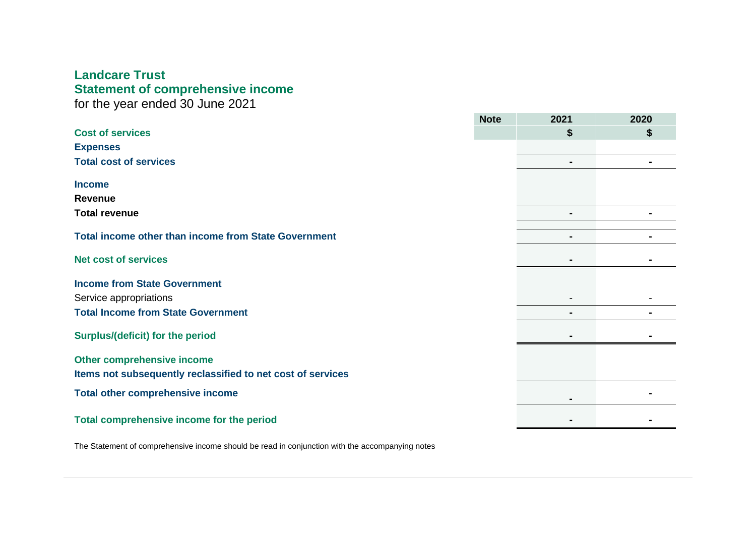# Landcare Trust
## Statement of comprehensive income
for the year ended 30 June 2021

| | Note | 2021 | 2020 |
|---|---|---|---|
| **Cost of services** | | **$** | **$** |
| **Expenses** | | | |
| **Total cost of services** | | **-** | **-** |
| | | | |
| **Income** | | | |
| **Revenue** | | | |
| **Total revenue** | | **-** | **-** |
| | | | |
| **Total income other than income from State Government** | | **-** | **-** |
| | | | |
| **Net cost of services** | | **-** | **-** |
| | | | |
| **Income from State Government** | | | |
| Service appropriations | | - | - |
| **Total Income from State Government** | | **-** | **-** |
| | | | |
| **Surplus/(deficit) for the period** | | **-** | **-** |
| | | | |
| **Other comprehensive income** | | | |
| **Items not subsequently reclassified to net cost of services** | | | |
| **Total other comprehensive income** | | **-** | **-** |
| | | | |
| **Total comprehensive income for the period** | | **-** | **-** |

The Statement of comprehensive income should be read in conjunction with the accompanying notes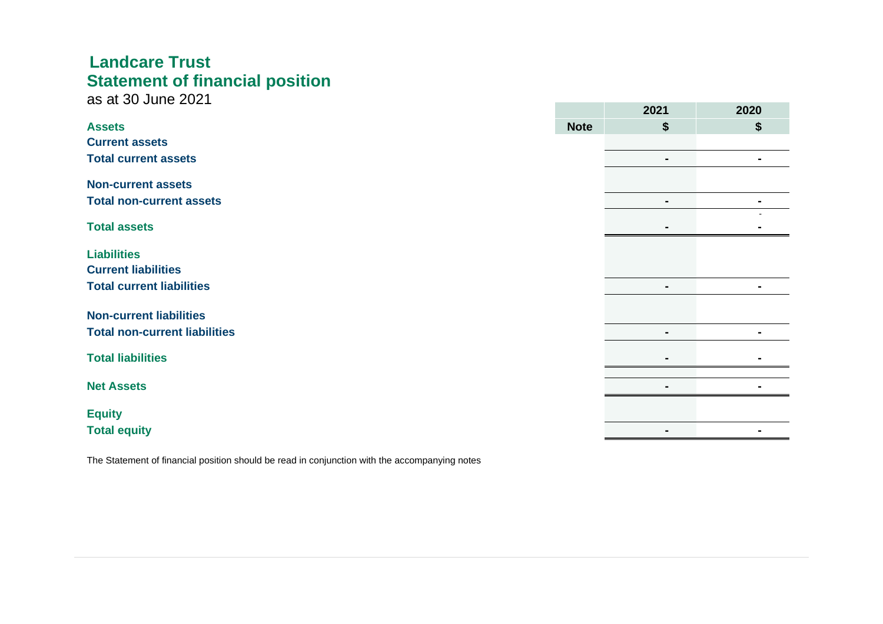# Landcare Trust

## Statement of financial position

as at 30 June 2021

| | Note | 2021 | 2020 |
|---|---|---|---|
| **Assets** | | **$** | **$** |
| **Current assets** | | | |
| **Total current assets** | | - | - |
| **Non-current assets** | | | |
| **Total non-current assets** | | - | - |
| **Total assets** | | - | - |
| **Liabilities** | | | |
| **Current liabilities** | | | |
| **Total current liabilities** | | - | - |
| **Non-current liabilities** | | | |
| **Total non-current liabilities** | | - | - |
| **Total liabilities** | | - | - |
| **Net Assets** | | - | - |
| **Equity** | | | |
| **Total equity** | | - | - |

The Statement of financial position should be read in conjunction with the accompanying notes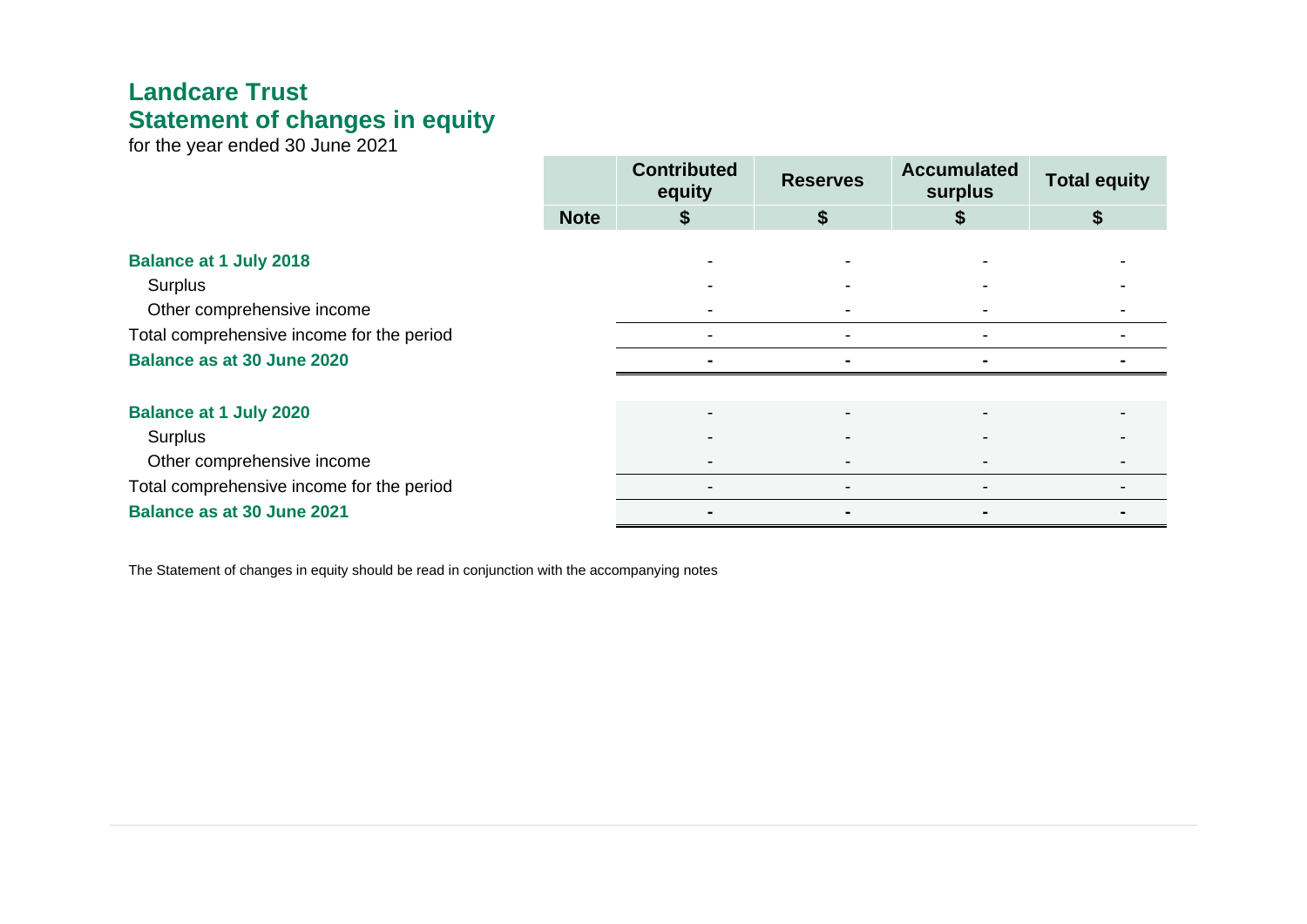# Landcare Trust
## Statement of changes in equity

for the year ended 30 June 2021

| | Note | Contributed equity | Reserves | Accumulated surplus | Total equity |
|---|---|---|---|---|---|
| | | $ | $ | $ | $ |
| **Balance at 1 July 2018** | | - | - | - | - |
| Surplus | | - | - | - | - |
| Other comprehensive income | | - | - | - | - |
| Total comprehensive income for the period | | - | - | - | - |
| **Balance as at 30 June 2020** | | **-** | **-** | **-** | **-** |
| **Balance at 1 July 2020** | | - | - | - | - |
| Surplus | | - | - | - | - |
| Other comprehensive income | | - | - | - | - |
| Total comprehensive income for the period | | - | - | - | - |
| **Balance as at 30 June 2021** | | **-** | **-** | **-** | **-** |

The Statement of changes in equity should be read in conjunction with the accompanying notes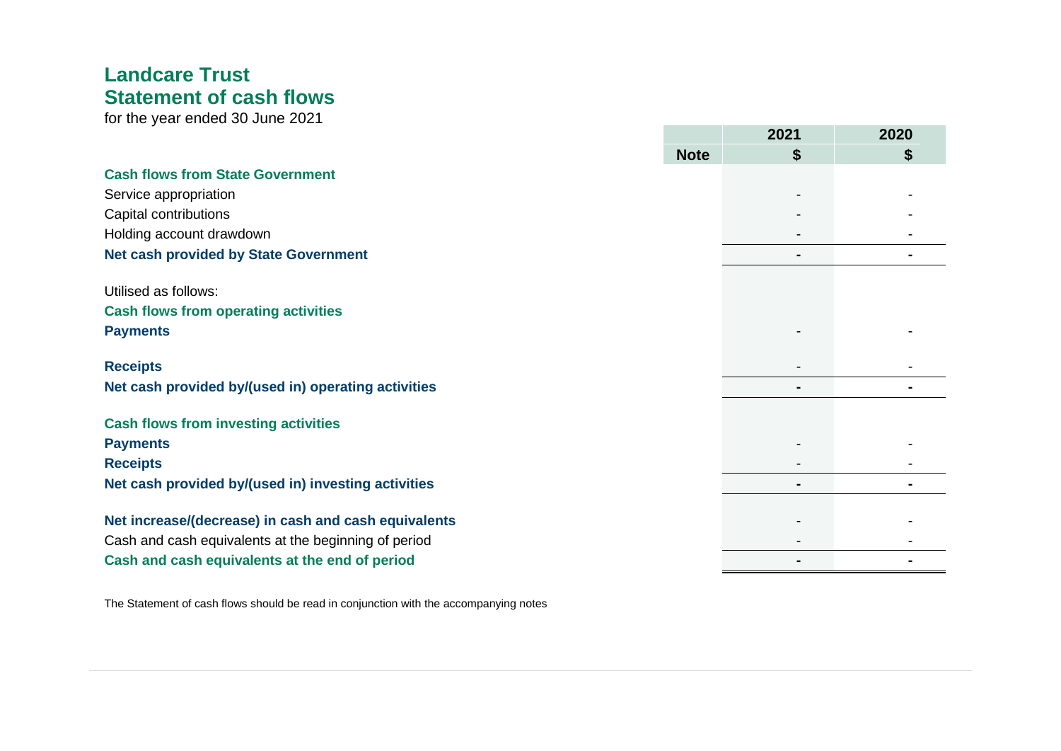# Landcare Trust
## Statement of cash flows

for the year ended 30 June 2021

| | Note | 2021 $ | 2020 $ |
|---|---|---|---|
| **Cash flows from State Government** | | | |
| Service appropriation | | - | - |
| Capital contributions | | - | - |
| Holding account drawdown | | - | - |
| **Net cash provided by State Government** | | **-** | **-** |
| | | | |
| Utilised as follows: | | | |
| **Cash flows from operating activities** | | | |
| **Payments** | | - | - |
| | | | |
| **Receipts** | | - | - |
| **Net cash provided by/(used in) operating activities** | | **-** | **-** |
| | | | |
| **Cash flows from investing activities** | | | |
| **Payments** | | - | - |
| **Receipts** | | - | - |
| **Net cash provided by/(used in) investing activities** | | **-** | **-** |
| | | | |
| **Net increase/(decrease) in cash and cash equivalents** | | - | - |
| Cash and cash equivalents at the beginning of period | | - | - |
| **Cash and cash equivalents at the end of period** | | **-** | **-** |

The Statement of cash flows should be read in conjunction with the accompanying notes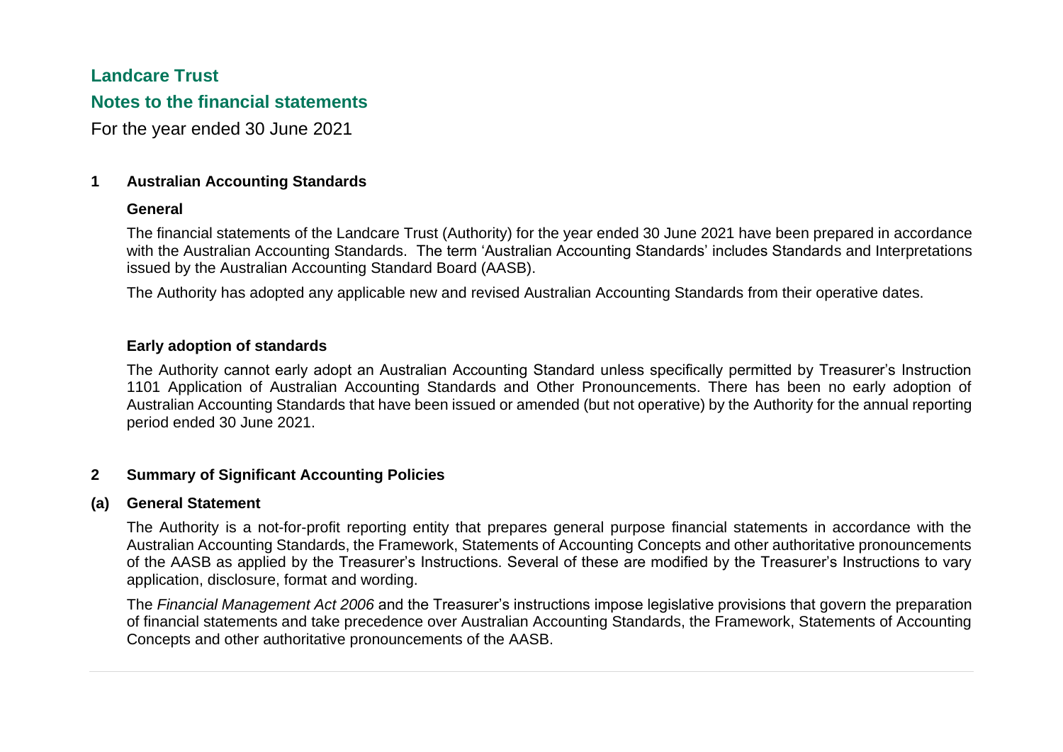# Landcare Trust

## Notes to the financial statements

For the year ended 30 June 2021

### 1 Australian Accounting Standards

**General**

The financial statements of the Landcare Trust (Authority) for the year ended 30 June 2021 have been prepared in accordance with the Australian Accounting Standards. The term 'Australian Accounting Standards' includes Standards and Interpretations issued by the Australian Accounting Standard Board (AASB).

The Authority has adopted any applicable new and revised Australian Accounting Standards from their operative dates.

**Early adoption of standards**

The Authority cannot early adopt an Australian Accounting Standard unless specifically permitted by Treasurer's Instruction 1101 Application of Australian Accounting Standards and Other Pronouncements. There has been no early adoption of Australian Accounting Standards that have been issued or amended (but not operative) by the Authority for the annual reporting period ended 30 June 2021.

### 2 Summary of Significant Accounting Policies

**(a) General Statement**

The Authority is a not-for-profit reporting entity that prepares general purpose financial statements in accordance with the Australian Accounting Standards, the Framework, Statements of Accounting Concepts and other authoritative pronouncements of the AASB as applied by the Treasurer's Instructions. Several of these are modified by the Treasurer's Instructions to vary application, disclosure, format and wording.

The *Financial Management Act 2006* and the Treasurer's instructions impose legislative provisions that govern the preparation of financial statements and take precedence over Australian Accounting Standards, the Framework, Statements of Accounting Concepts and other authoritative pronouncements of the AASB.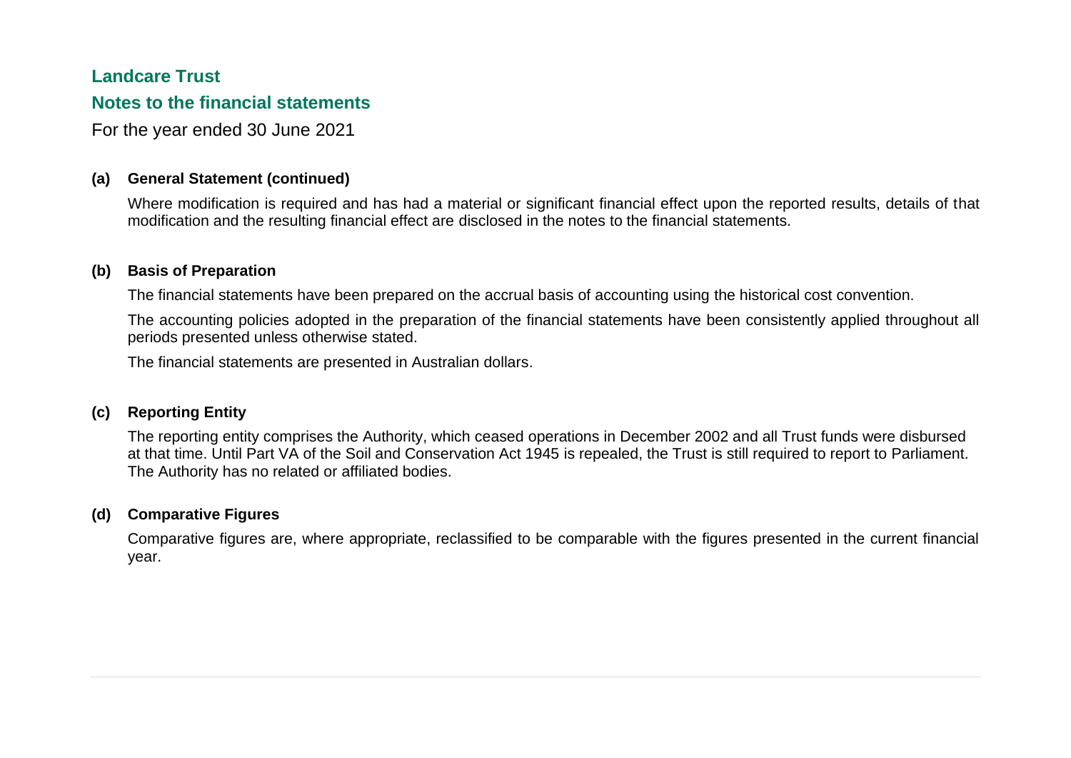# Landcare Trust

## Notes to the financial statements

For the year ended 30 June 2021

### (a) General Statement (continued)

Where modification is required and has had a material or significant financial effect upon the reported results, details of that modification and the resulting financial effect are disclosed in the notes to the financial statements.

### (b) Basis of Preparation

The financial statements have been prepared on the accrual basis of accounting using the historical cost convention.

The accounting policies adopted in the preparation of the financial statements have been consistently applied throughout all periods presented unless otherwise stated.

The financial statements are presented in Australian dollars.

### (c) Reporting Entity

The reporting entity comprises the Authority, which ceased operations in December 2002 and all Trust funds were disbursed at that time. Until Part VA of the Soil and Conservation Act 1945 is repealed, the Trust is still required to report to Parliament. The Authority has no related or affiliated bodies.

### (d) Comparative Figures

Comparative figures are, where appropriate, reclassified to be comparable with the figures presented in the current financial year.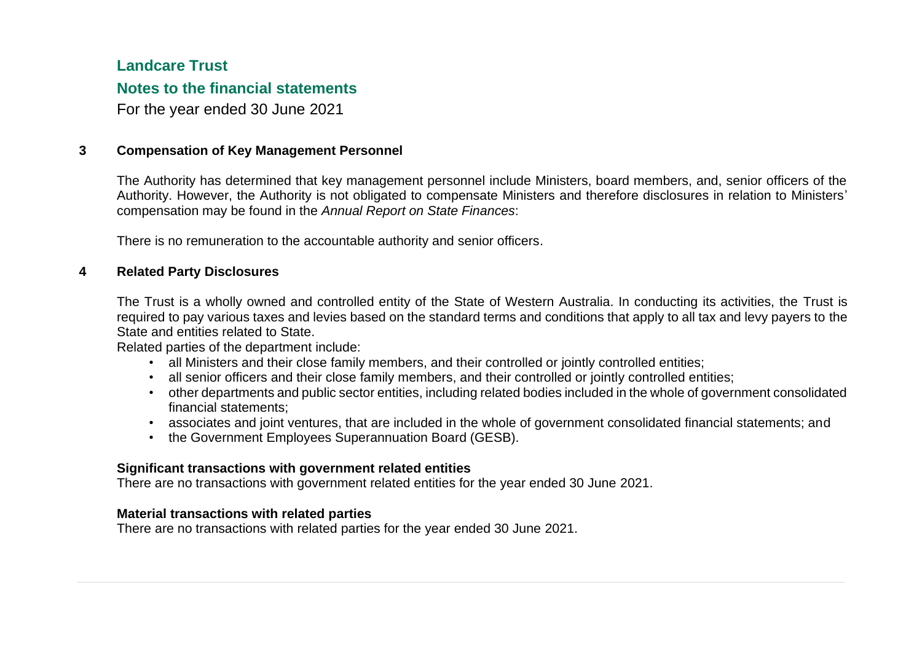# Landcare Trust

## Notes to the financial statements

For the year ended 30 June 2021

### 3 Compensation of Key Management Personnel

The Authority has determined that key management personnel include Ministers, board members, and, senior officers of the Authority. However, the Authority is not obligated to compensate Ministers and therefore disclosures in relation to Ministers' compensation may be found in the *Annual Report on State Finances*:

There is no remuneration to the accountable authority and senior officers.

### 4 Related Party Disclosures

The Trust is a wholly owned and controlled entity of the State of Western Australia. In conducting its activities, the Trust is required to pay various taxes and levies based on the standard terms and conditions that apply to all tax and levy payers to the State and entities related to State.

Related parties of the department include:

- all Ministers and their close family members, and their controlled or jointly controlled entities;
- all senior officers and their close family members, and their controlled or jointly controlled entities;
- other departments and public sector entities, including related bodies included in the whole of government consolidated financial statements;
- associates and joint ventures, that are included in the whole of government consolidated financial statements; and
- the Government Employees Superannuation Board (GESB).

**Significant transactions with government related entities**

There are no transactions with government related entities for the year ended 30 June 2021.

**Material transactions with related parties**

There are no transactions with related parties for the year ended 30 June 2021.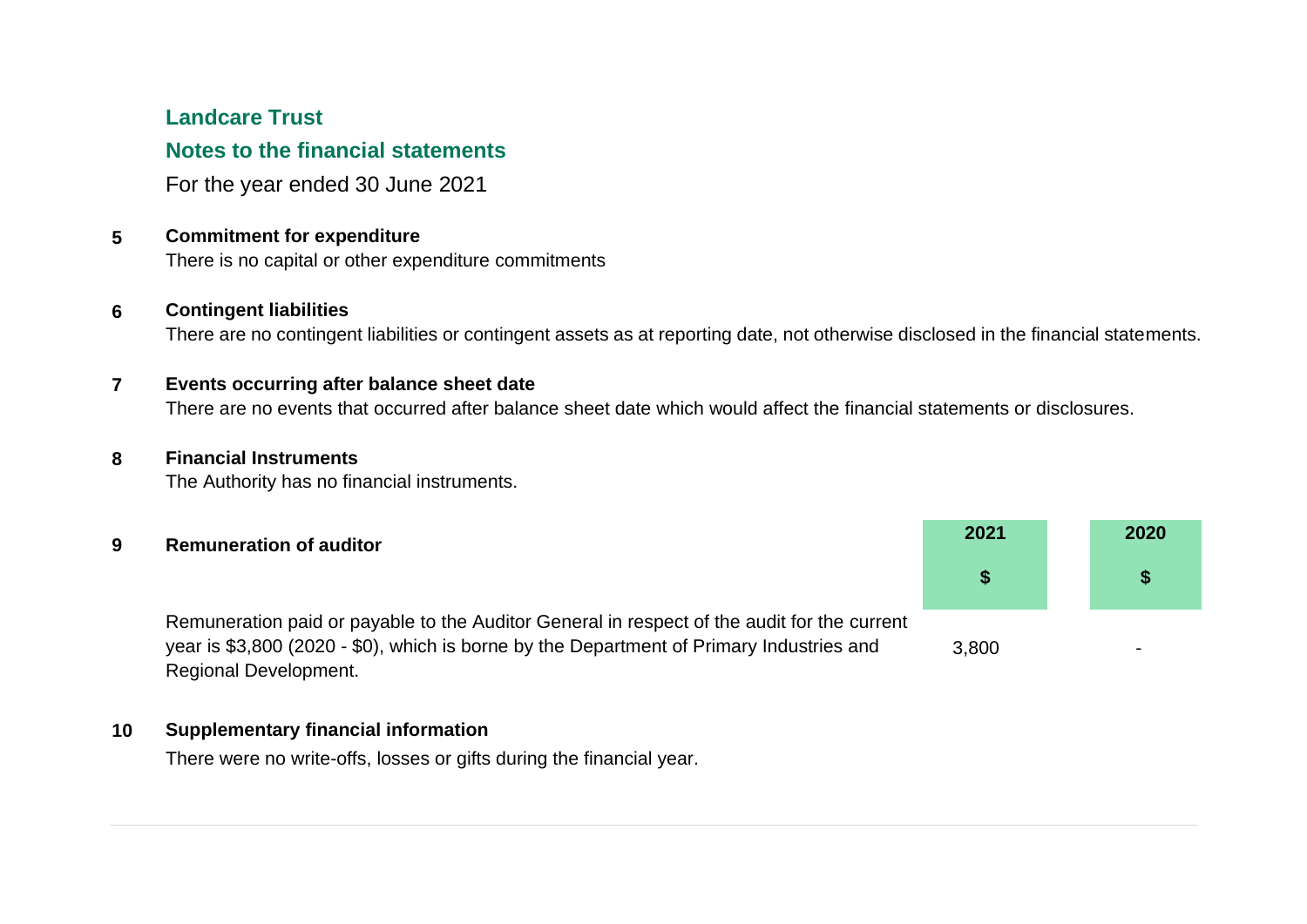## Landcare Trust

## Notes to the financial statements

For the year ended 30 June 2021

**5 Commitment for expenditure**

There is no capital or other expenditure commitments

**6 Contingent liabilities**

There are no contingent liabilities or contingent assets as at reporting date, not otherwise disclosed in the financial statements.

**7 Events occurring after balance sheet date**

There are no events that occurred after balance sheet date which would affect the financial statements or disclosures.

**8 Financial Instruments**

The Authority has no financial instruments.

**9 Remuneration of auditor**

| | 2021 | 2020 |
|---|---|---|
| | $ | $ |
| Remuneration paid or payable to the Auditor General in respect of the audit for the current year is $3,800 (2020 - $0), which is borne by the Department of Primary Industries and Regional Development. | 3,800 | - |

**10 Supplementary financial information**

There were no write-offs, losses or gifts during the financial year.